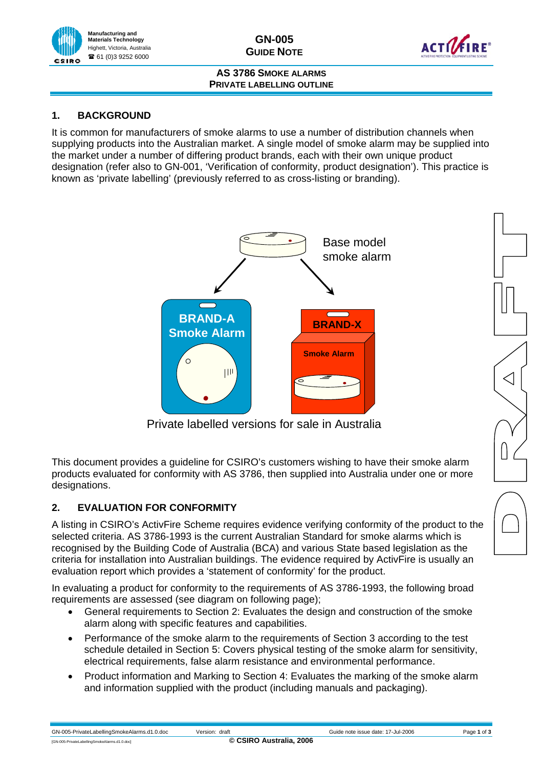# GN-005 GUIDE NOTE

## AS 3786 SMOKE ALARMS PRIVATE LABELLING OUTLINE

## 1. BACKGROUND

It is common for manufacturers of smoke alarms to use a number of distribution channels when supplying products into the Australian market. A single model of smoke alarm may be supplied into the market under a number of differing product brands, each with their own unique product designation (refer also to GN-001, 'Verification of conformity, product designation'). This practice is known as 'private labelling' (previously referred to as cross-listing or branding).

Base model smoke alarm

BRAND-A Smoke Alarm

BRAND-X Smoke Alarm

Private labelled versions for sale in Australia

This document provides a guideline for CSIRO's customers wishing to have their smoke alarm products evaluated for conformity with AS 3786, then supplied into Australia under one or more designations.

## 2. EVALUATION FOR CONFORMITY

A listing in CSIRO's ActivFire Scheme requires evidence verifying conformity of the product to the selected criteria. AS 3786-1993 is the current Australian Standard for smoke alarms which is recognised by the Building Code of Australia (BCA) and various State based legislation as the criteria for installation into Australian buildings. The evidence required by ActivFire is usually an evaluation report which provides a 'statement of conformity' for the product.

In evaluating a product for conformity to the requirements of AS 3786-1993, the following broad requirements are assessed (see diagram on following page);

- General requirements to Section 2: Evaluates the design and construction of the smoke alarm along with specific features and capabilities.
- Performance of the smoke alarm to the requirements of Section 3 according to the test schedule detailed in Section 5: Covers physical testing of the smoke alarm for sensitivity, electrical requirements, false alarm resistance and environmental performance.
- Product information and Marking to Section 4: Evaluates the marking of the smoke alarm and information supplied with the product (including manuals and packaging).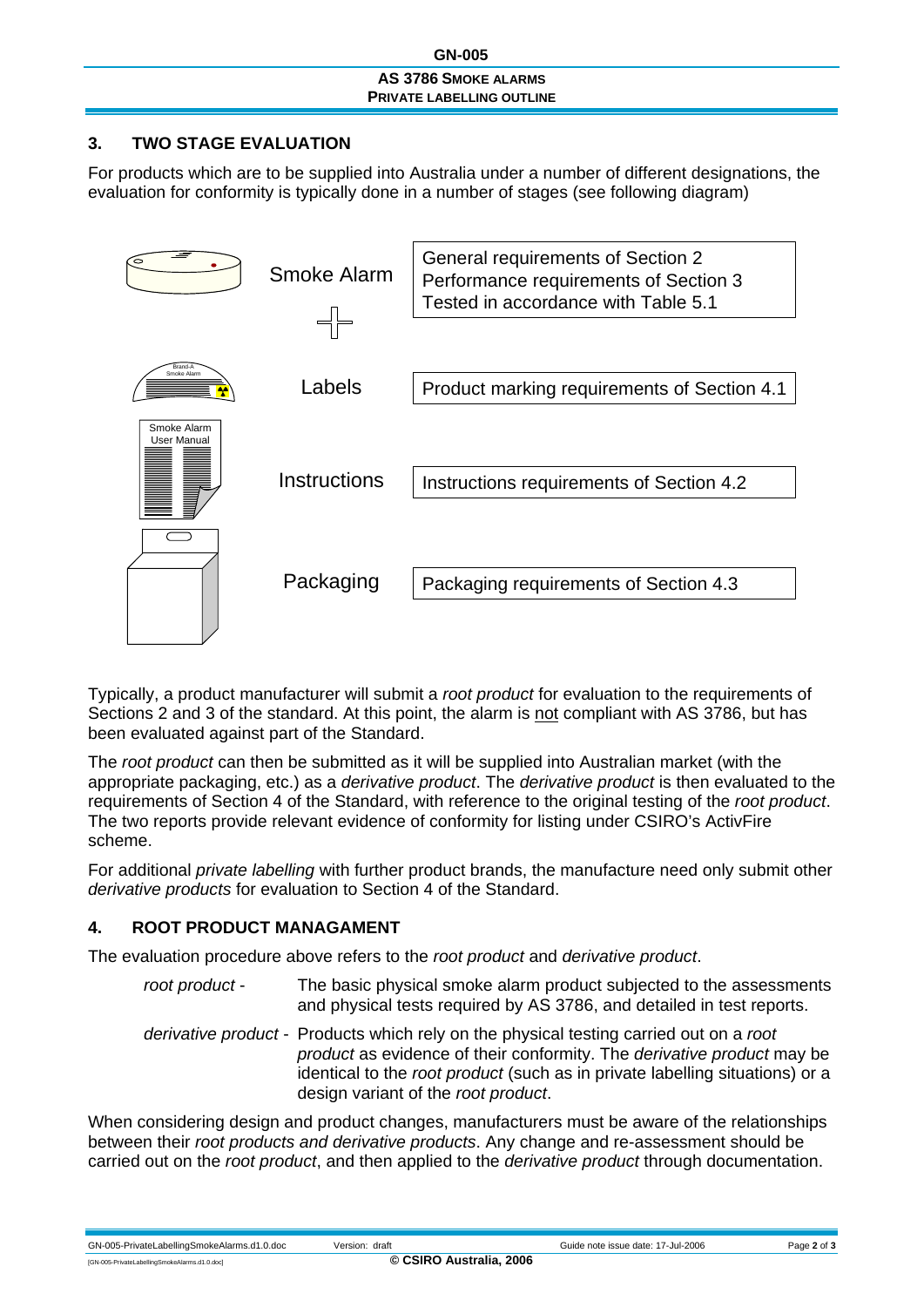## 3. TWO STAGE EVALUATION

For products which are to be supplied into Australia under a number of different designations, the evaluation for conformity is typically done in a number of stages (see following diagram)

| | |
|---|---|
| Smoke Alarm | General requirements of Section 2<br>Performance requirements of Section 3<br>Tested in accordance with Table 5.1 |
| Labels | Product marking requirements of Section 4.1 |
| Instructions | Instructions requirements of Section 4.2 |
| Packaging | Packaging requirements of Section 4.3 |

Typically, a product manufacturer will submit a *root product* for evaluation to the requirements of Sections 2 and 3 of the standard. At this point, the alarm is not compliant with AS 3786, but has been evaluated against part of the Standard.

The *root product* can then be submitted as it will be supplied into Australian market (with the appropriate packaging, etc.) as a *derivative product*. The *derivative product* is then evaluated to the requirements of Section 4 of the Standard, with reference to the original testing of the *root product*. The two reports provide relevant evidence of conformity for listing under CSIRO's ActivFire scheme.

For additional *private labelling* with further product brands, the manufacture need only submit other *derivative products* for evaluation to Section 4 of the Standard.

## 4. ROOT PRODUCT MANAGAMENT

The evaluation procedure above refers to the *root product* and *derivative product*.

*root product* - The basic physical smoke alarm product subjected to the assessments and physical tests required by AS 3786, and detailed in test reports.

*derivative product* - Products which rely on the physical testing carried out on a *root product* as evidence of their conformity. The *derivative product* may be identical to the *root product* (such as in private labelling situations) or a design variant of the *root product*.

When considering design and product changes, manufacturers must be aware of the relationships between their *root products and derivative products*. Any change and re-assessment should be carried out on the *root product*, and then applied to the *derivative product* through documentation.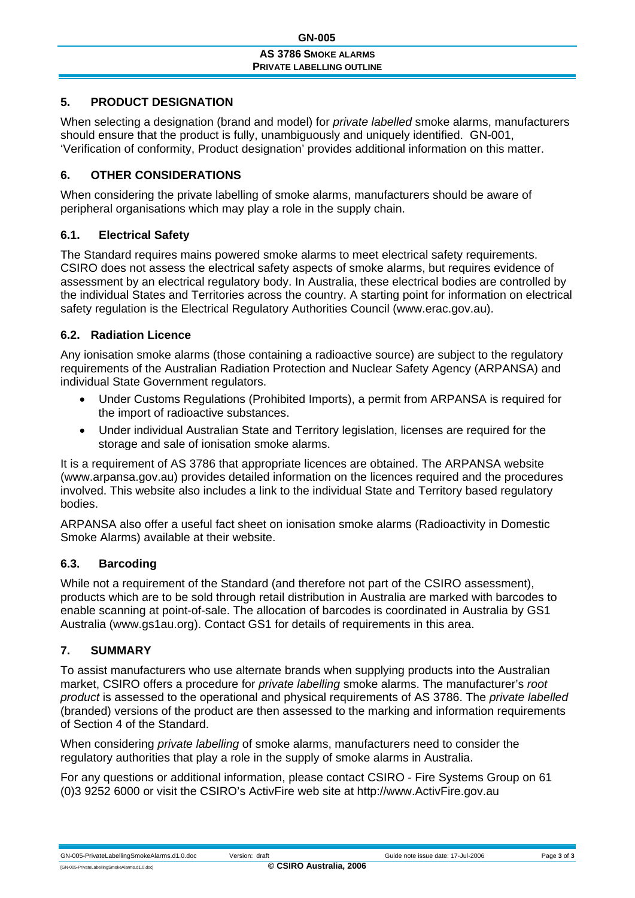## 5. PRODUCT DESIGNATION

When selecting a designation (brand and model) for *private labelled* smoke alarms, manufacturers should ensure that the product is fully, unambiguously and uniquely identified. GN-001, 'Verification of conformity, Product designation' provides additional information on this matter.

## 6. OTHER CONSIDERATIONS

When considering the private labelling of smoke alarms, manufacturers should be aware of peripheral organisations which may play a role in the supply chain.

### 6.1. Electrical Safety

The Standard requires mains powered smoke alarms to meet electrical safety requirements. CSIRO does not assess the electrical safety aspects of smoke alarms, but requires evidence of assessment by an electrical regulatory body. In Australia, these electrical bodies are controlled by the individual States and Territories across the country. A starting point for information on electrical safety regulation is the Electrical Regulatory Authorities Council (www.erac.gov.au).

### 6.2. Radiation Licence

Any ionisation smoke alarms (those containing a radioactive source) are subject to the regulatory requirements of the Australian Radiation Protection and Nuclear Safety Agency (ARPANSA) and individual State Government regulators.

- Under Customs Regulations (Prohibited Imports), a permit from ARPANSA is required for the import of radioactive substances.
- Under individual Australian State and Territory legislation, licenses are required for the storage and sale of ionisation smoke alarms.

It is a requirement of AS 3786 that appropriate licences are obtained. The ARPANSA website (www.arpansa.gov.au) provides detailed information on the licences required and the procedures involved. This website also includes a link to the individual State and Territory based regulatory bodies.

ARPANSA also offer a useful fact sheet on ionisation smoke alarms (Radioactivity in Domestic Smoke Alarms) available at their website.

### 6.3. Barcoding

While not a requirement of the Standard (and therefore not part of the CSIRO assessment), products which are to be sold through retail distribution in Australia are marked with barcodes to enable scanning at point-of-sale. The allocation of barcodes is coordinated in Australia by GS1 Australia (www.gs1au.org). Contact GS1 for details of requirements in this area.

## 7. SUMMARY

To assist manufacturers who use alternate brands when supplying products into the Australian market, CSIRO offers a procedure for *private labelling* smoke alarms. The manufacturer's *root product* is assessed to the operational and physical requirements of AS 3786. The *private labelled* (branded) versions of the product are then assessed to the marking and information requirements of Section 4 of the Standard.

When considering *private labelling* of smoke alarms, manufacturers need to consider the regulatory authorities that play a role in the supply of smoke alarms in Australia.

For any questions or additional information, please contact CSIRO - Fire Systems Group on 61 (0)3 9252 6000 or visit the CSIRO's ActivFire web site at http://www.ActivFire.gov.au